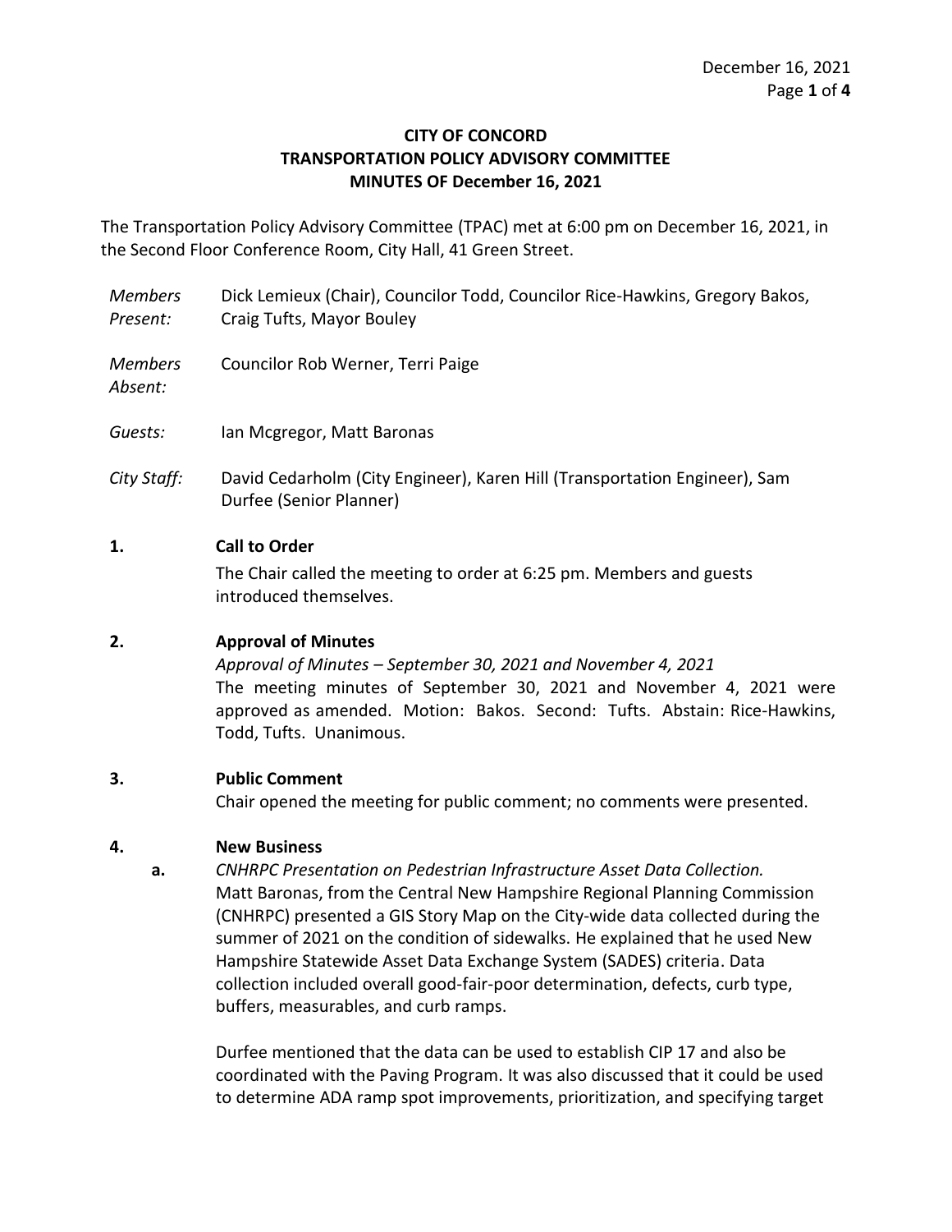**CITY OF CONCORD**
**TRANSPORTATION POLICY ADVISORY COMMITTEE**
**MINUTES OF December 16, 2021**

The Transportation Policy Advisory Committee (TPAC) met at 6:00 pm on December 16, 2021, in the Second Floor Conference Room, City Hall, 41 Green Street.

*Members Present:* Dick Lemieux (Chair), Councilor Todd, Councilor Rice-Hawkins, Gregory Bakos, Craig Tufts, Mayor Bouley

*Members Absent:* Councilor Rob Werner, Terri Paige

*Guests:* Ian Mcgregor, Matt Baronas

*City Staff:* David Cedarholm (City Engineer), Karen Hill (Transportation Engineer), Sam Durfee (Senior Planner)

**1. Call to Order**

The Chair called the meeting to order at 6:25 pm. Members and guests introduced themselves.

**2. Approval of Minutes**

*Approval of Minutes – September 30, 2021 and November 4, 2021*

The meeting minutes of September 30, 2021 and November 4, 2021 were approved as amended. Motion: Bakos. Second: Tufts. Abstain: Rice-Hawkins, Todd, Tufts. Unanimous.

**3. Public Comment**

Chair opened the meeting for public comment; no comments were presented.

**4. New Business**

**a.** *CNHRPC Presentation on Pedestrian Infrastructure Asset Data Collection.*

Matt Baronas, from the Central New Hampshire Regional Planning Commission (CNHRPC) presented a GIS Story Map on the City-wide data collected during the summer of 2021 on the condition of sidewalks. He explained that he used New Hampshire Statewide Asset Data Exchange System (SADES) criteria. Data collection included overall good-fair-poor determination, defects, curb type, buffers, measurables, and curb ramps.

Durfee mentioned that the data can be used to establish CIP 17 and also be coordinated with the Paving Program. It was also discussed that it could be used to determine ADA ramp spot improvements, prioritization, and specifying target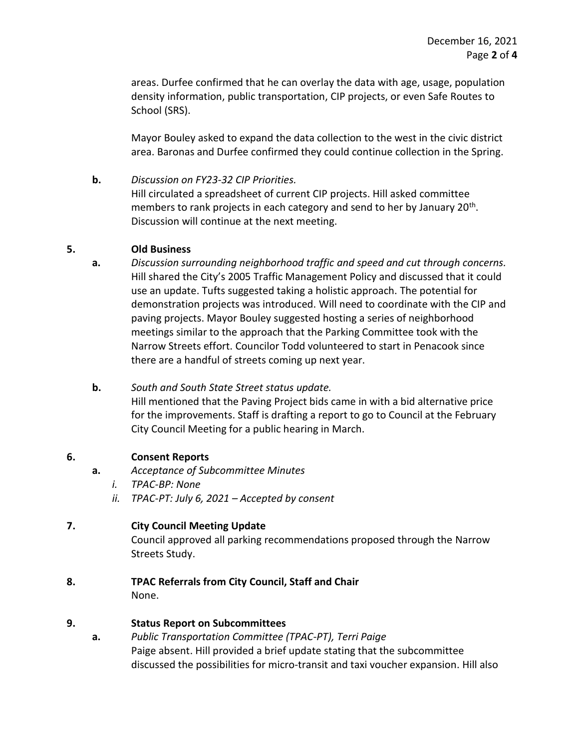areas. Durfee confirmed that he can overlay the data with age, usage, population density information, public transportation, CIP projects, or even Safe Routes to School (SRS).

Mayor Bouley asked to expand the data collection to the west in the civic district area. Baronas and Durfee confirmed they could continue collection in the Spring.

**b.** *Discussion on FY23-32 CIP Priorities.*
Hill circulated a spreadsheet of current CIP projects. Hill asked committee members to rank projects in each category and send to her by January 20th. Discussion will continue at the next meeting.

**5. Old Business**

**a.** *Discussion surrounding neighborhood traffic and speed and cut through concerns.*
Hill shared the City's 2005 Traffic Management Policy and discussed that it could use an update. Tufts suggested taking a holistic approach. The potential for demonstration projects was introduced. Will need to coordinate with the CIP and paving projects. Mayor Bouley suggested hosting a series of neighborhood meetings similar to the approach that the Parking Committee took with the Narrow Streets effort. Councilor Todd volunteered to start in Penacook since there are a handful of streets coming up next year.

**b.** *South and South State Street status update.*
Hill mentioned that the Paving Project bids came in with a bid alternative price for the improvements. Staff is drafting a report to go to Council at the February City Council Meeting for a public hearing in March.

**6. Consent Reports**

**a.** *Acceptance of Subcommittee Minutes*
   *i. TPAC-BP: None*
   *ii. TPAC-PT: July 6, 2021 – Accepted by consent*

**7. City Council Meeting Update**

Council approved all parking recommendations proposed through the Narrow Streets Study.

**8. TPAC Referrals from City Council, Staff and Chair**

None.

**9. Status Report on Subcommittees**

**a.** *Public Transportation Committee (TPAC-PT), Terri Paige*
Paige absent. Hill provided a brief update stating that the subcommittee discussed the possibilities for micro-transit and taxi voucher expansion. Hill also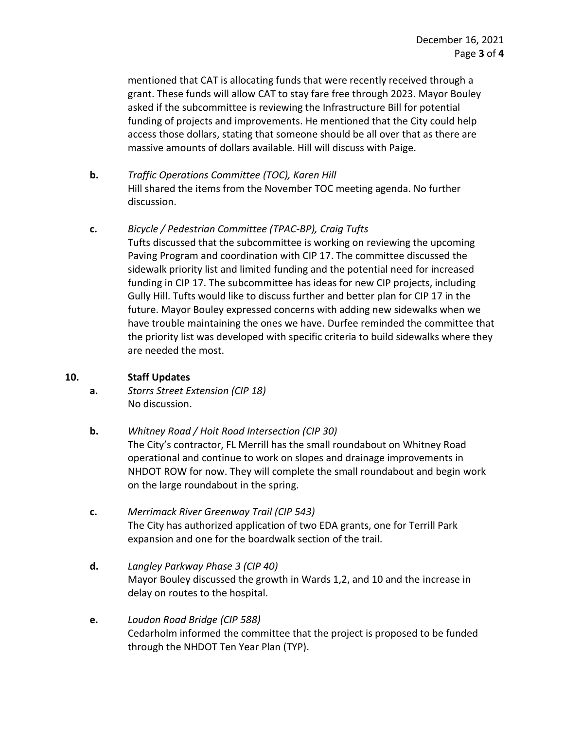mentioned that CAT is allocating funds that were recently received through a grant. These funds will allow CAT to stay fare free through 2023. Mayor Bouley asked if the subcommittee is reviewing the Infrastructure Bill for potential funding of projects and improvements. He mentioned that the City could help access those dollars, stating that someone should be all over that as there are massive amounts of dollars available. Hill will discuss with Paige.

**b.** *Traffic Operations Committee (TOC), Karen Hill*
Hill shared the items from the November TOC meeting agenda. No further discussion.

**c.** *Bicycle / Pedestrian Committee (TPAC-BP), Craig Tufts*
Tufts discussed that the subcommittee is working on reviewing the upcoming Paving Program and coordination with CIP 17. The committee discussed the sidewalk priority list and limited funding and the potential need for increased funding in CIP 17. The subcommittee has ideas for new CIP projects, including Gully Hill. Tufts would like to discuss further and better plan for CIP 17 in the future. Mayor Bouley expressed concerns with adding new sidewalks when we have trouble maintaining the ones we have. Durfee reminded the committee that the priority list was developed with specific criteria to build sidewalks where they are needed the most.

**10. Staff Updates**

**a.** *Storrs Street Extension (CIP 18)*
No discussion.

**b.** *Whitney Road / Hoit Road Intersection (CIP 30)*
The City's contractor, FL Merrill has the small roundabout on Whitney Road operational and continue to work on slopes and drainage improvements in NHDOT ROW for now. They will complete the small roundabout and begin work on the large roundabout in the spring.

**c.** *Merrimack River Greenway Trail (CIP 543)*
The City has authorized application of two EDA grants, one for Terrill Park expansion and one for the boardwalk section of the trail.

**d.** *Langley Parkway Phase 3 (CIP 40)*
Mayor Bouley discussed the growth in Wards 1,2, and 10 and the increase in delay on routes to the hospital.

**e.** *Loudon Road Bridge (CIP 588)*
Cedarholm informed the committee that the project is proposed to be funded through the NHDOT Ten Year Plan (TYP).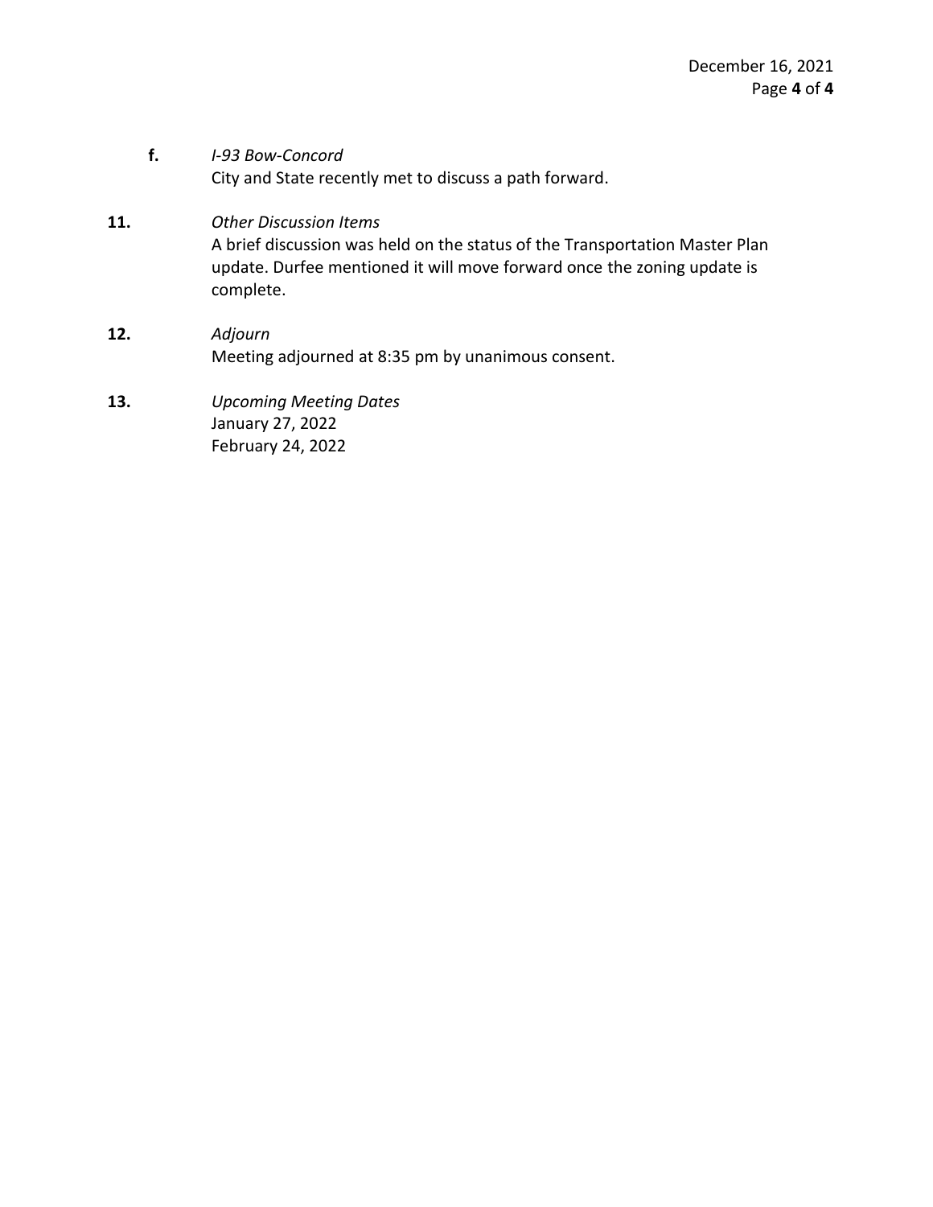**f.** *I-93 Bow-Concord*
City and State recently met to discuss a path forward.

**11.** *Other Discussion Items*
A brief discussion was held on the status of the Transportation Master Plan update. Durfee mentioned it will move forward once the zoning update is complete.

**12.** *Adjourn*
Meeting adjourned at 8:35 pm by unanimous consent.

**13.** *Upcoming Meeting Dates*
January 27, 2022
February 24, 2022